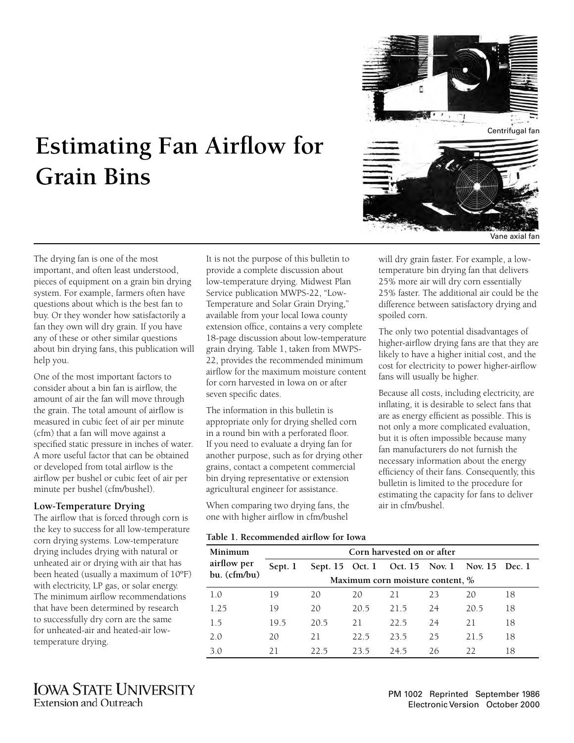# Estimating Fan Airflow for Grain Bins

Centrifugal fan

Vane axial fan

The drying fan is one of the most important, and often least understood, pieces of equipment on a grain bin drying system. For example, farmers often have questions about which is the best fan to buy. Or they wonder how satisfactorily a fan they own will dry grain. If you have any of these or other similar questions about bin drying fans, this publication will help you.

One of the most important factors to consider about a bin fan is airflow, the amount of air the fan will move through the grain. The total amount of airflow is measured in cubic feet of air per minute (cfm) that a fan will move against a specified static pressure in inches of water. A more useful factor that can be obtained or developed from total airflow is the airflow per bushel or cubic feet of air per minute per bushel (cfm/bushel).

### Low-Temperature Drying

The airflow that is forced through corn is the key to success for all low-temperature corn drying systems. Low-temperature drying includes drying with natural or unheated air or drying with air that has been heated (usually a maximum of 10ºF) with electricity, LP gas, or solar energy. The minimum airflow recommendations that have been determined by research to successfully dry corn are the same for unheated-air and heated-air low-temperature drying.

It is not the purpose of this bulletin to provide a complete discussion about low-temperature drying. Midwest Plan Service publication MWPS-22, "Low-Temperature and Solar Grain Drying," available from your local Iowa county extension office, contains a very complete 18-page discussion about low-temperature grain drying. Table 1, taken from MWPS-22, provides the recommended minimum airflow for the maximum moisture content for corn harvested in Iowa on or after seven specific dates.

The information in this bulletin is appropriate only for drying shelled corn in a round bin with a perforated floor. If you need to evaluate a drying fan for another purpose, such as for drying other grains, contact a competent commercial bin drying representative or extension agricultural engineer for assistance.

When comparing two drying fans, the one with higher airflow in cfm/bushel will dry grain faster. For example, a low-temperature bin drying fan that delivers 25% more air will dry corn essentially 25% faster. The additional air could be the difference between satisfactory drying and spoiled corn.

The only two potential disadvantages of higher-airflow drying fans are that they are likely to have a higher initial cost, and the cost for electricity to power higher-airflow fans will usually be higher.

Because all costs, including electricity, are inflating, it is desirable to select fans that are as energy efficient as possible. This is not only a more complicated evaluation, but it is often impossible because many fan manufacturers do not furnish the necessary information about the energy efficiency of their fans. Consequently, this bulletin is limited to the procedure for estimating the capacity for fans to deliver air in cfm/bushel.

**Table 1. Recommended airflow for Iowa**

| Minimum airflow per bu. (cfm/bu) | Corn harvested on or after | | | | | | |
|---|---|---|---|---|---|---|---|
| | Sept. 1 | Sept. 15 | Oct. 1 | Oct. 15 | Nov. 1 | Nov. 15 | Dec. 1 |
| | Maximum corn moisture content, % | | | | | | |
| 1.0 | 19 | 20 | 20 | 21 | 23 | 20 | 18 |
| 1.25 | 19 | 20 | 20.5 | 21.5 | 24 | 20.5 | 18 |
| 1.5 | 19.5 | 20.5 | 21 | 22.5 | 24 | 21 | 18 |
| 2.0 | 20 | 21 | 22.5 | 23.5 | 25 | 21.5 | 18 |
| 3.0 | 21 | 22.5 | 23.5 | 24.5 | 26 | 22 | 18 |

IOWA STATE UNIVERSITY
Extension and Outreach

PM 1002 Reprinted September 1986
Electronic Version October 2000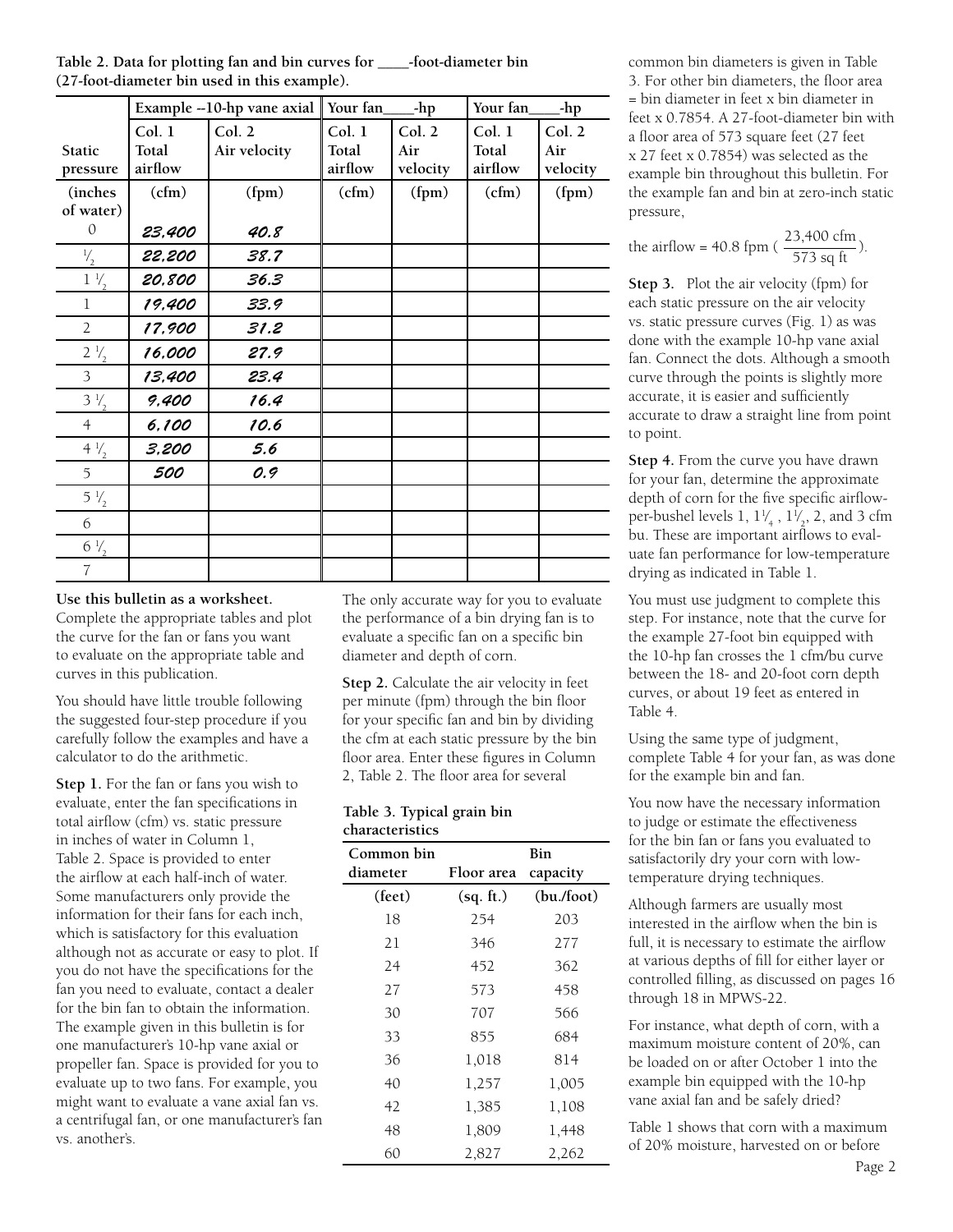**Table 2. Data for plotting fan and bin curves for ____-foot-diameter bin (27-foot-diameter bin used in this example).**

| | Example --10-hp vane axial | | Your fan____-hp | | Your fan____-hp | |
|---|---|---|---|---|---|---|
| Static pressure | Col. 1 Total airflow | Col. 2 Air velocity | Col. 1 Total airflow | Col. 2 Air velocity | Col. 1 Total airflow | Col. 2 Air velocity |
| (inches of water) | (cfm) | (fpm) | (cfm) | (fpm) | (cfm) | (fpm) |
| 0 | 23,400 | 40.8 | | | | |
| ½ | 22,200 | 38.7 | | | | |
| 1 ½ | 20,800 | 36.3 | | | | |
| 1 | 19,400 | 33.9 | | | | |
| 2 | 17,900 | 31.2 | | | | |
| 2 ½ | 16,000 | 27.9 | | | | |
| 3 | 13,400 | 23.4 | | | | |
| 3 ½ | 9,400 | 16.4 | | | | |
| 4 | 6,100 | 10.6 | | | | |
| 4 ½ | 3,200 | 5.6 | | | | |
| 5 | 500 | 0.9 | | | | |
| 5 ½ | | | | | | |
| 6 | | | | | | |
| 6 ½ | | | | | | |
| 7 | | | | | | |

**Use this bulletin as a worksheet.** Complete the appropriate tables and plot the curve for the fan or fans you want to evaluate on the appropriate table and curves in this publication.

You should have little trouble following the suggested four-step procedure if you carefully follow the examples and have a calculator to do the arithmetic.

**Step 1.** For the fan or fans you wish to evaluate, enter the fan specifications in total airflow (cfm) vs. static pressure in inches of water in Column 1, Table 2. Space is provided to enter the airflow at each half-inch of water. Some manufacturers only provide the information for their fans for each inch, which is satisfactory for this evaluation although not as accurate or easy to plot. If you do not have the specifications for the fan you need to evaluate, contact a dealer for the bin fan to obtain the information. The example given in this bulletin is for one manufacturer's 10-hp vane axial or propeller fan. Space is provided for you to evaluate up to two fans. For example, you might want to evaluate a vane axial fan vs. a centrifugal fan, or one manufacturer's fan vs. another's.

The only accurate way for you to evaluate the performance of a bin drying fan is to evaluate a specific fan on a specific bin diameter and depth of corn.

**Step 2.** Calculate the air velocity in feet per minute (fpm) through the bin floor for your specific fan and bin by dividing the cfm at each static pressure by the bin floor area. Enter these figures in Column 2, Table 2. The floor area for several common bin diameters is given in Table 3. For other bin diameters, the floor area = bin diameter in feet x bin diameter in feet x 0.7854. A 27-foot-diameter bin with a floor area of 573 square feet (27 feet x 27 feet x 0.7854) was selected as the example bin throughout this bulletin. For the example fan and bin at zero-inch static pressure,

the airflow = 40.8 fpm ( $\frac{23{,}400 \text{ cfm}}{573 \text{ sq ft}}$ ).

**Table 3. Typical grain bin characteristics**

| Common bin diameter | Floor area | Bin capacity |
|---|---|---|
| (feet) | (sq. ft.) | (bu./foot) |
| 18 | 254 | 203 |
| 21 | 346 | 277 |
| 24 | 452 | 362 |
| 27 | 573 | 458 |
| 30 | 707 | 566 |
| 33 | 855 | 684 |
| 36 | 1,018 | 814 |
| 40 | 1,257 | 1,005 |
| 42 | 1,385 | 1,108 |
| 48 | 1,809 | 1,448 |
| 60 | 2,827 | 2,262 |

**Step 3.** Plot the air velocity (fpm) for each static pressure on the air velocity vs. static pressure curves (Fig. 1) as was done with the example 10-hp vane axial fan. Connect the dots. Although a smooth curve through the points is slightly more accurate, it is easier and sufficiently accurate to draw a straight line from point to point.

**Step 4.** From the curve you have drawn for your fan, determine the approximate depth of corn for the five specific airflow-per-bushel levels 1, 1¼ , 1½, 2, and 3 cfm bu. These are important airflows to evaluate fan performance for low-temperature drying as indicated in Table 1.

You must use judgment to complete this step. For instance, note that the curve for the example 27-foot bin equipped with the 10-hp fan crosses the 1 cfm/bu curve between the 18- and 20-foot corn depth curves, or about 19 feet as entered in Table 4.

Using the same type of judgment, complete Table 4 for your fan, as was done for the example bin and fan.

You now have the necessary information to judge or estimate the effectiveness for the bin fan or fans you evaluated to satisfactorily dry your corn with low-temperature drying techniques.

Although farmers are usually most interested in the airflow when the bin is full, it is necessary to estimate the airflow at various depths of fill for either layer or controlled filling, as discussed on pages 16 through 18 in MPWS-22.

For instance, what depth of corn, with a maximum moisture content of 20%, can be loaded on or after October 1 into the example bin equipped with the 10-hp vane axial fan and be safely dried?

Table 1 shows that corn with a maximum of 20% moisture, harvested on or before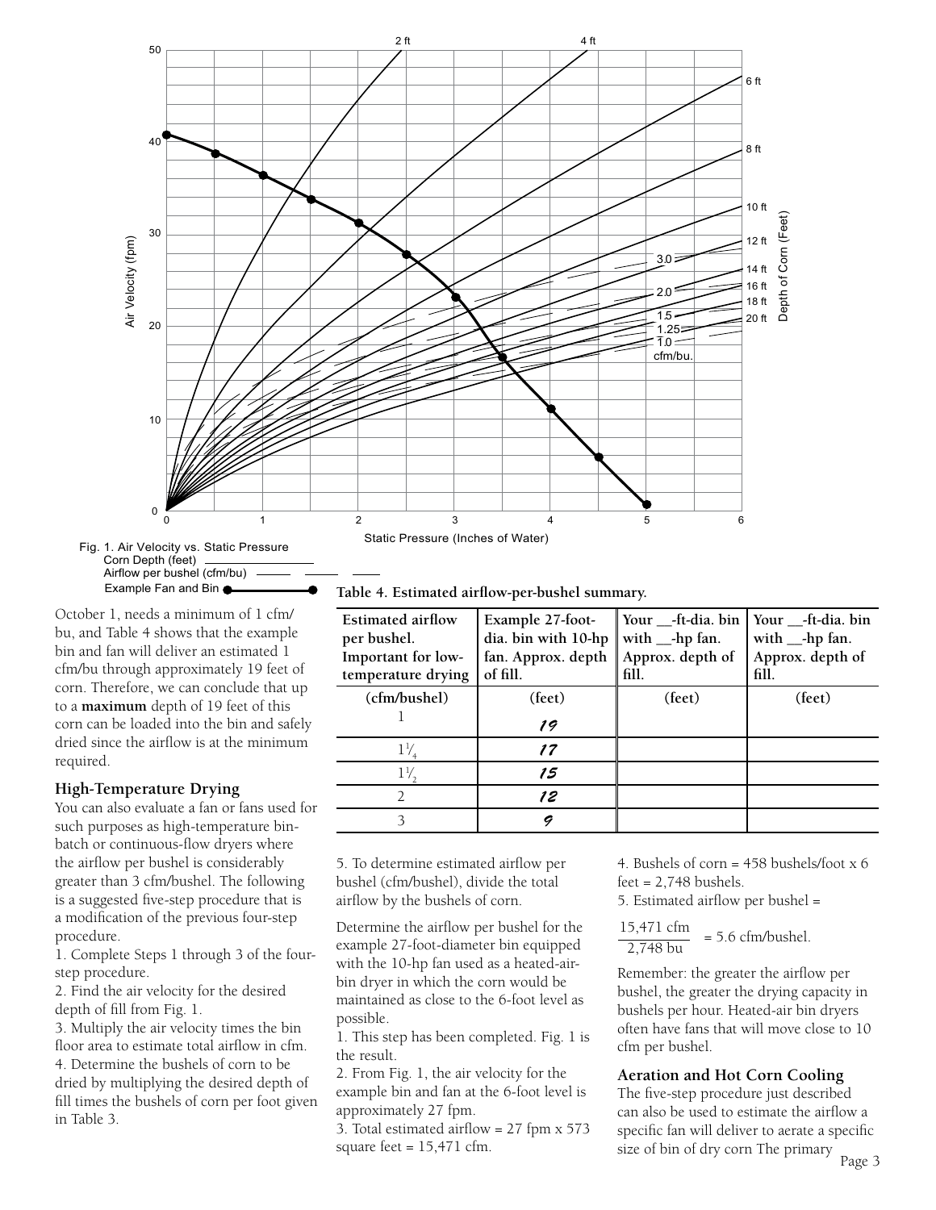Fig. 1. Air Velocity vs. Static Pressure
Corn Depth (feet)
Airflow per bushel (cfm/bu)
Example Fan and Bin

October 1, needs a minimum of 1 cfm/bu, and Table 4 shows that the example bin and fan will deliver an estimated 1 cfm/bu through approximately 19 feet of corn. Therefore, we can conclude that up to a **maximum** depth of 19 feet of this corn can be loaded into the bin and safely dried since the airflow is at the minimum required.

### High-Temperature Drying

You can also evaluate a fan or fans used for such purposes as high-temperature bin-batch or continuous-flow dryers where the airflow per bushel is considerably greater than 3 cfm/bushel. The following is a suggested five-step procedure that is a modification of the previous four-step procedure.

1. Complete Steps 1 through 3 of the four-step procedure.
2. Find the air velocity for the desired depth of fill from Fig. 1.
3. Multiply the air velocity times the bin floor area to estimate total airflow in cfm.
4. Determine the bushels of corn to be dried by multiplying the desired depth of fill times the bushels of corn per foot given in Table 3.

**Table 4. Estimated airflow-per-bushel summary.**

| Estimated airflow per bushel. Important for low-temperature drying | Example 27-foot-dia. bin with 10-hp fan. Approx. depth of fill. | Your __-ft-dia. bin with __-hp fan. Approx. depth of fill. | Your __-ft-dia. bin with __-hp fan. Approx. depth of fill. |
|---|---|---|---|
| (cfm/bushel) | (feet) | (feet) | (feet) |
| 1 | 19 | | |
| $1\frac{1}{4}$ | 17 | | |
| $1\frac{1}{2}$ | 15 | | |
| 2 | 12 | | |
| 3 | 9 | | |

5. To determine estimated airflow per bushel (cfm/bushel), divide the total airflow by the bushels of corn.

Determine the airflow per bushel for the example 27-foot-diameter bin equipped with the 10-hp fan used as a heated-air-bin dryer in which the corn would be maintained as close to the 6-foot level as possible.

1. This step has been completed. Fig. 1 is the result.
2. From Fig. 1, the air velocity for the example bin and fan at the 6-foot level is approximately 27 fpm.
3. Total estimated airflow = 27 fpm x 573 square feet = 15,471 cfm.
4. Bushels of corn = 458 bushels/foot x 6 feet = 2,748 bushels.
5. Estimated airflow per bushel =

$$\frac{15{,}471 \text{ cfm}}{2{,}748 \text{ bu}} = 5.6 \text{ cfm/bushel.}$$

Remember: the greater the airflow per bushel, the greater the drying capacity in bushels per hour. Heated-air bin dryers often have fans that will move close to 10 cfm per bushel.

### Aeration and Hot Corn Cooling

The five-step procedure just described can also be used to estimate the airflow a specific fan will deliver to aerate a specific size of bin of dry corn The primary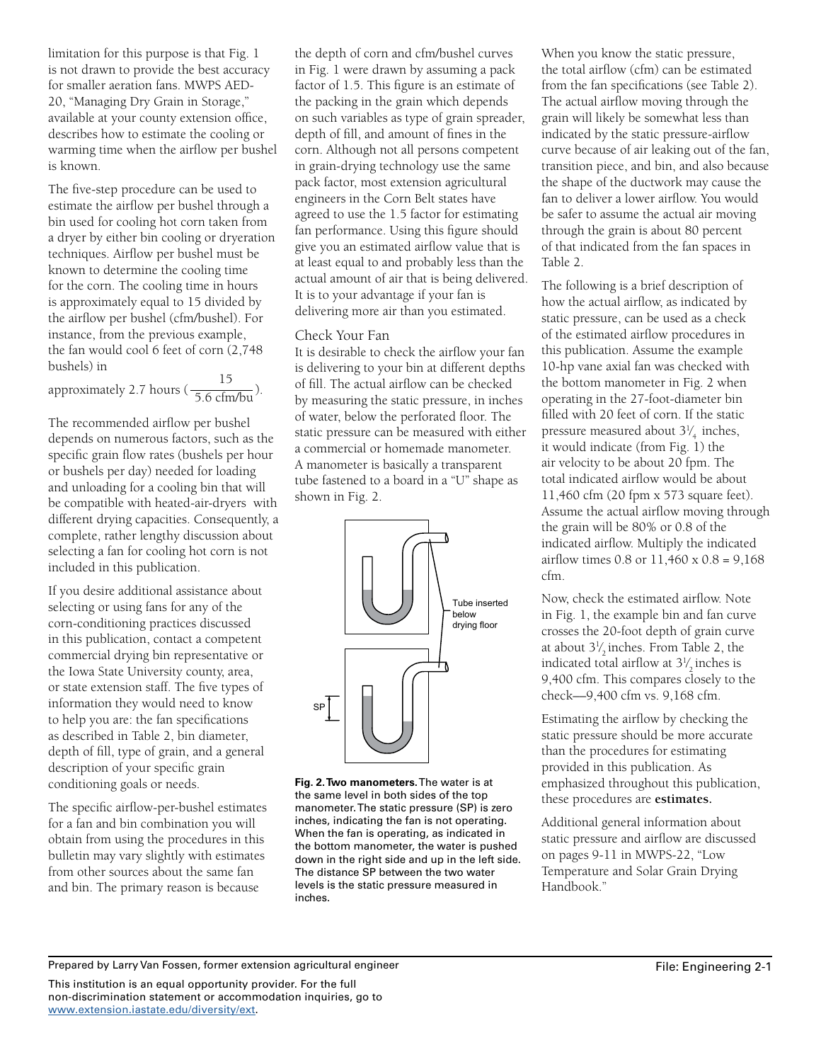limitation for this purpose is that Fig. 1 is not drawn to provide the best accuracy for smaller aeration fans. MWPS AED-20, "Managing Dry Grain in Storage," available at your county extension office, describes how to estimate the cooling or warming time when the airflow per bushel is known.

The five-step procedure can be used to estimate the airflow per bushel through a bin used for cooling hot corn taken from a dryer by either bin cooling or dryeration techniques. Airflow per bushel must be known to determine the cooling time for the corn. The cooling time in hours is approximately equal to 15 divided by the airflow per bushel (cfm/bushel). For instance, from the previous example, the fan would cool 6 feet of corn (2,748 bushels) in

approximately 2.7 hours ($\frac{15}{5.6 \text{ cfm/bu}}$).

The recommended airflow per bushel depends on numerous factors, such as the specific grain flow rates (bushels per hour or bushels per day) needed for loading and unloading for a cooling bin that will be compatible with heated-air-dryers with different drying capacities. Consequently, a complete, rather lengthy discussion about selecting a fan for cooling hot corn is not included in this publication.

If you desire additional assistance about selecting or using fans for any of the corn-conditioning practices discussed in this publication, contact a competent commercial drying bin representative or the Iowa State University county, area, or state extension staff. The five types of information they would need to know to help you are: the fan specifications as described in Table 2, bin diameter, depth of fill, type of grain, and a general description of your specific grain conditioning goals or needs.

The specific airflow-per-bushel estimates for a fan and bin combination you will obtain from using the procedures in this bulletin may vary slightly with estimates from other sources about the same fan and bin. The primary reason is because the depth of corn and cfm/bushel curves in Fig. 1 were drawn by assuming a pack factor of 1.5. This figure is an estimate of the packing in the grain which depends on such variables as type of grain spreader, depth of fill, and amount of fines in the corn. Although not all persons competent in grain-drying technology use the same pack factor, most extension agricultural engineers in the Corn Belt states have agreed to use the 1.5 factor for estimating fan performance. Using this figure should give you an estimated airflow value that is at least equal to and probably less than the actual amount of air that is being delivered. It is to your advantage if your fan is delivering more air than you estimated.

## Check Your Fan

It is desirable to check the airflow your fan is delivering to your bin at different depths of fill. The actual airflow can be checked by measuring the static pressure, in inches of water, below the perforated floor. The static pressure can be measured with either a commercial or homemade manometer. A manometer is basically a transparent tube fastened to a board in a "U" shape as shown in Fig. 2.

Tube inserted below drying floor

SP

**Fig. 2. Two manometers.** The water is at the same level in both sides of the top manometer. The static pressure (SP) is zero inches, indicating the fan is not operating. When the fan is operating, as indicated in the bottom manometer, the water is pushed down in the right side and up in the left side. The distance SP between the two water levels is the static pressure measured in inches.

When you know the static pressure, the total airflow (cfm) can be estimated from the fan specifications (see Table 2). The actual airflow moving through the grain will likely be somewhat less than indicated by the static pressure-airflow curve because of air leaking out of the fan, transition piece, and bin, and also because the shape of the ductwork may cause the fan to deliver a lower airflow. You would be safer to assume the actual air moving through the grain is about 80 percent of that indicated from the fan spaces in Table 2.

The following is a brief description of how the actual airflow, as indicated by static pressure, can be used as a check of the estimated airflow procedures in this publication. Assume the example 10-hp vane axial fan was checked with the bottom manometer in Fig. 2 when operating in the 27-foot-diameter bin filled with 20 feet of corn. If the static pressure measured about 3¼ inches, it would indicate (from Fig. 1) the air velocity to be about 20 fpm. The total indicated airflow would be about 11,460 cfm (20 fpm x 573 square feet). Assume the actual airflow moving through the grain will be 80% or 0.8 of the indicated airflow. Multiply the indicated airflow times 0.8 or 11,460 x 0.8 = 9,168 cfm.

Now, check the estimated airflow. Note in Fig. 1, the example bin and fan curve crosses the 20-foot depth of grain curve at about 3½ inches. From Table 2, the indicated total airflow at 3½ inches is 9,400 cfm. This compares closely to the check—9,400 cfm vs. 9,168 cfm.

Estimating the airflow by checking the static pressure should be more accurate than the procedures for estimating provided in this publication. As emphasized throughout this publication, these procedures are **estimates.**

Additional general information about static pressure and airflow are discussed on pages 9-11 in MWPS-22, "Low Temperature and Solar Grain Drying Handbook."

Prepared by Larry Van Fossen, former extension agricultural engineer

File: Engineering 2-1

This institution is an equal opportunity provider. For the full non-discrimination statement or accommodation inquiries, go to www.extension.iastate.edu/diversity/ext.